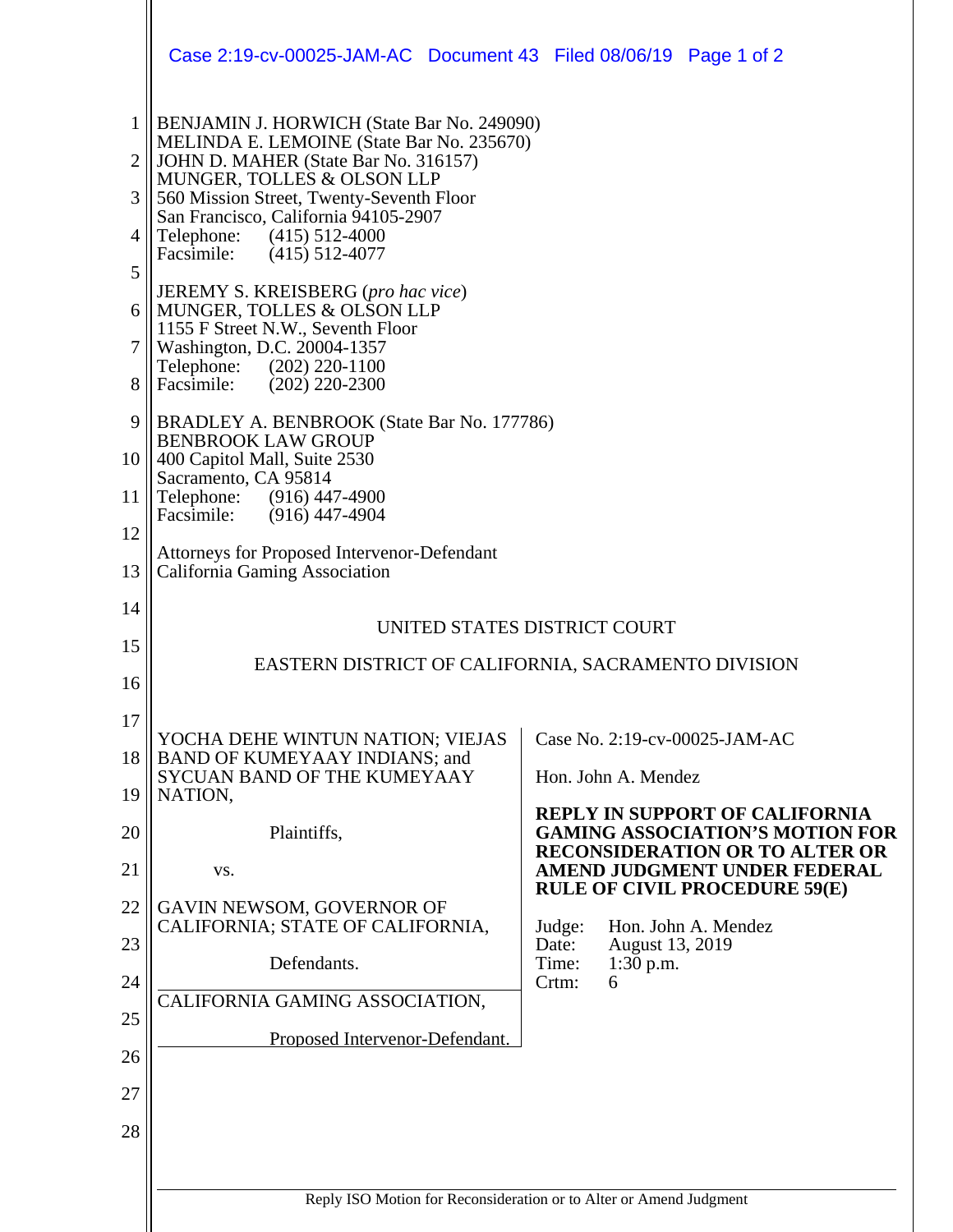BENJAMIN J. HORWICH (State Bar No. 249090)
MELINDA E. LEMOINE (State Bar No. 235670)
JOHN D. MAHER (State Bar No. 316157)
MUNGER, TOLLES & OLSON LLP
560 Mission Street, Twenty-Seventh Floor
San Francisco, California 94105-2907
Telephone: (415) 512-4000
Facsimile: (415) 512-4077

JEREMY S. KREISBERG (*pro hac vice*)
MUNGER, TOLLES & OLSON LLP
1155 F Street N.W., Seventh Floor
Washington, D.C. 20004-1357
Telephone: (202) 220-1100
Facsimile: (202) 220-2300

BRADLEY A. BENBROOK (State Bar No. 177786)
BENBROOK LAW GROUP
400 Capitol Mall, Suite 2530
Sacramento, CA 95814
Telephone: (916) 447-4900
Facsimile: (916) 447-4904

Attorneys for Proposed Intervenor-Defendant
California Gaming Association

UNITED STATES DISTRICT COURT

EASTERN DISTRICT OF CALIFORNIA, SACRAMENTO DIVISION

YOCHA DEHE WINTUN NATION; VIEJAS BAND OF KUMEYAAY INDIANS; and SYCUAN BAND OF THE KUMEYAAY NATION,

Plaintiffs,

vs.

GAVIN NEWSOM, GOVERNOR OF CALIFORNIA; STATE OF CALIFORNIA,

Defendants.

CALIFORNIA GAMING ASSOCIATION,

Proposed Intervenor-Defendant.

Case No. 2:19-cv-00025-JAM-AC

Hon. John A. Mendez

**REPLY IN SUPPORT OF CALIFORNIA GAMING ASSOCIATION'S MOTION FOR RECONSIDERATION OR TO ALTER OR AMEND JUDGMENT UNDER FEDERAL RULE OF CIVIL PROCEDURE 59(E)**

Judge: Hon. John A. Mendez
Date: August 13, 2019
Time: 1:30 p.m.
Crtm: 6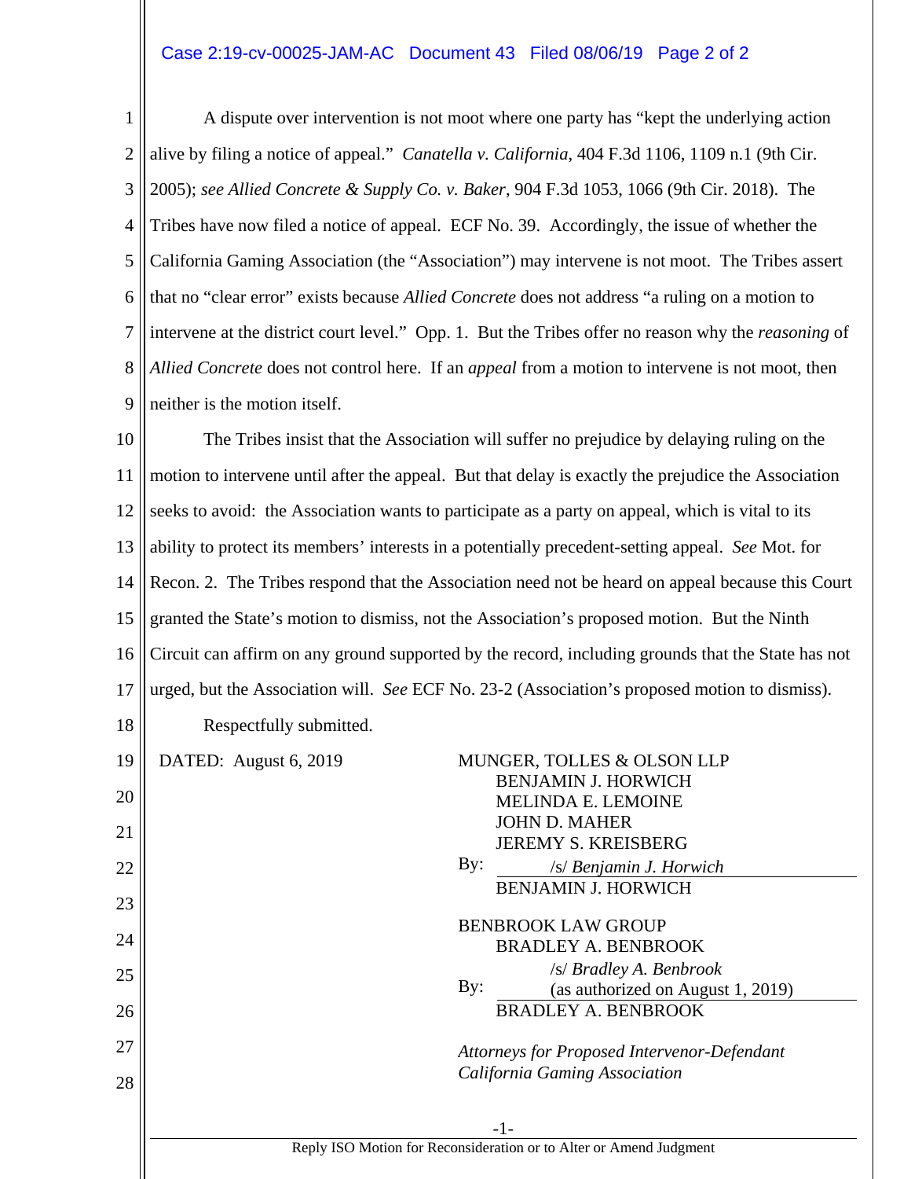A dispute over intervention is not moot where one party has "kept the underlying action alive by filing a notice of appeal." *Canatella v. California*, 404 F.3d 1106, 1109 n.1 (9th Cir. 2005); *see Allied Concrete & Supply Co. v. Baker*, 904 F.3d 1053, 1066 (9th Cir. 2018). The Tribes have now filed a notice of appeal. ECF No. 39. Accordingly, the issue of whether the California Gaming Association (the "Association") may intervene is not moot. The Tribes assert that no "clear error" exists because *Allied Concrete* does not address "a ruling on a motion to intervene at the district court level." Opp. 1. But the Tribes offer no reason why the *reasoning* of *Allied Concrete* does not control here. If an *appeal* from a motion to intervene is not moot, then neither is the motion itself.

The Tribes insist that the Association will suffer no prejudice by delaying ruling on the motion to intervene until after the appeal. But that delay is exactly the prejudice the Association seeks to avoid: the Association wants to participate as a party on appeal, which is vital to its ability to protect its members' interests in a potentially precedent-setting appeal. *See* Mot. for Recon. 2. The Tribes respond that the Association need not be heard on appeal because this Court granted the State's motion to dismiss, not the Association's proposed motion. But the Ninth Circuit can affirm on any ground supported by the record, including grounds that the State has not urged, but the Association will. *See* ECF No. 23-2 (Association's proposed motion to dismiss).

Respectfully submitted.

DATED: August 6, 2019

MUNGER, TOLLES & OLSON LLP
BENJAMIN J. HORWICH
MELINDA E. LEMOINE
JOHN D. MAHER
JEREMY S. KREISBERG

By: /s/ *Benjamin J. Horwich*
BENJAMIN J. HORWICH

BENBROOK LAW GROUP
BRADLEY A. BENBROOK

By: /s/ *Bradley A. Benbrook* (as authorized on August 1, 2019)
BRADLEY A. BENBROOK

*Attorneys for Proposed Intervenor-Defendant California Gaming Association*

Reply ISO Motion for Reconsideration or to Alter or Amend Judgment